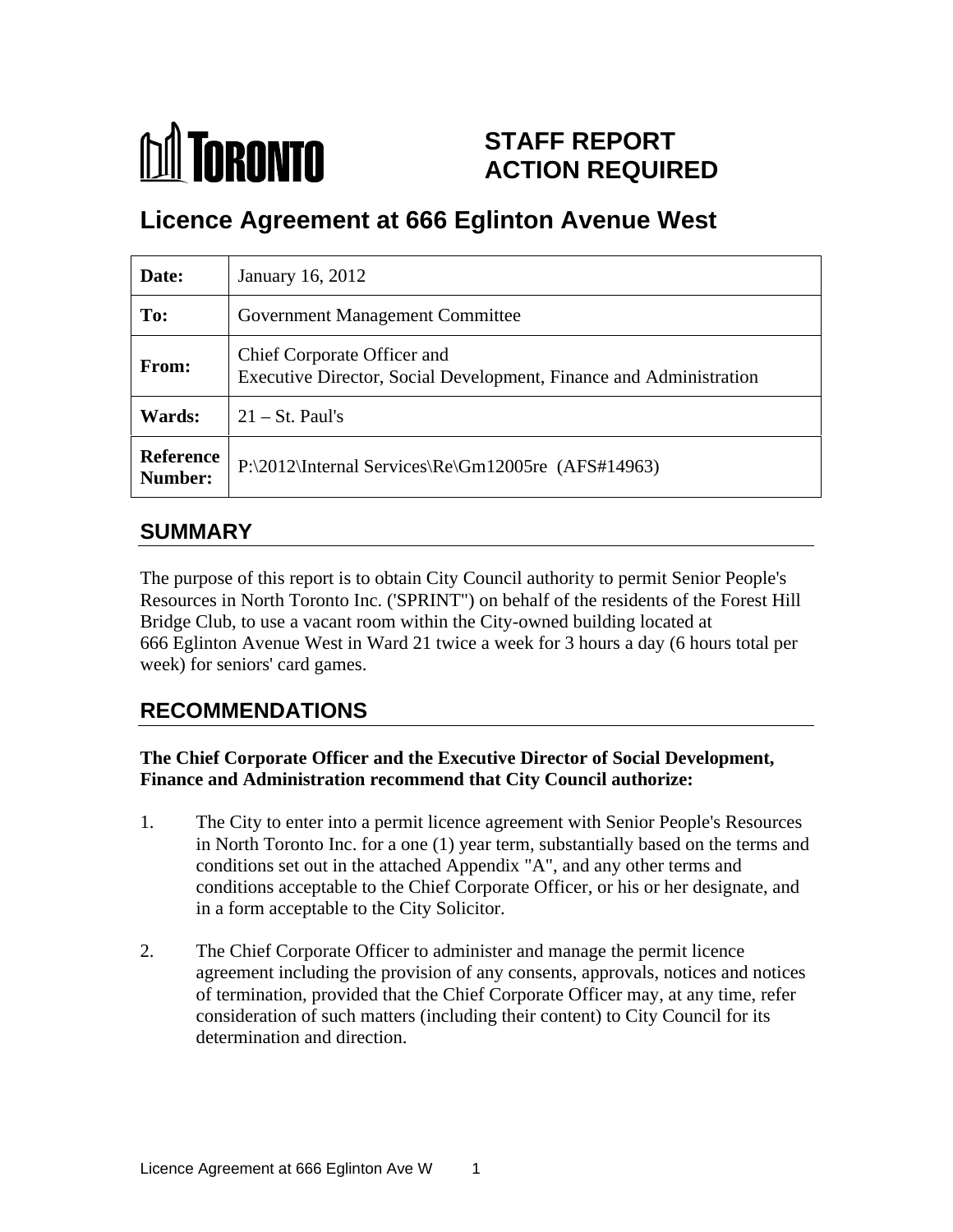TORONTO

# STAFF REPORT ACTION REQUIRED

# Licence Agreement at 666 Eglinton Avenue West

| | |
|---|---|
| **Date:** | January 16, 2012 |
| **To:** | Government Management Committee |
| **From:** | Chief Corporate Officer and<br>Executive Director, Social Development, Finance and Administration |
| **Wards:** | 21 – St. Paul's |
| **Reference Number:** | P:\2012\Internal Services\Re\Gm12005re (AFS#14963) |

## SUMMARY

The purpose of this report is to obtain City Council authority to permit Senior People's Resources in North Toronto Inc. ('SPRINT") on behalf of the residents of the Forest Hill Bridge Club, to use a vacant room within the City-owned building located at 666 Eglinton Avenue West in Ward 21 twice a week for 3 hours a day (6 hours total per week) for seniors' card games.

## RECOMMENDATIONS

**The Chief Corporate Officer and the Executive Director of Social Development, Finance and Administration recommend that City Council authorize:**

1. The City to enter into a permit licence agreement with Senior People's Resources in North Toronto Inc. for a one (1) year term, substantially based on the terms and conditions set out in the attached Appendix "A", and any other terms and conditions acceptable to the Chief Corporate Officer, or his or her designate, and in a form acceptable to the City Solicitor.

2. The Chief Corporate Officer to administer and manage the permit licence agreement including the provision of any consents, approvals, notices and notices of termination, provided that the Chief Corporate Officer may, at any time, refer consideration of such matters (including their content) to City Council for its determination and direction.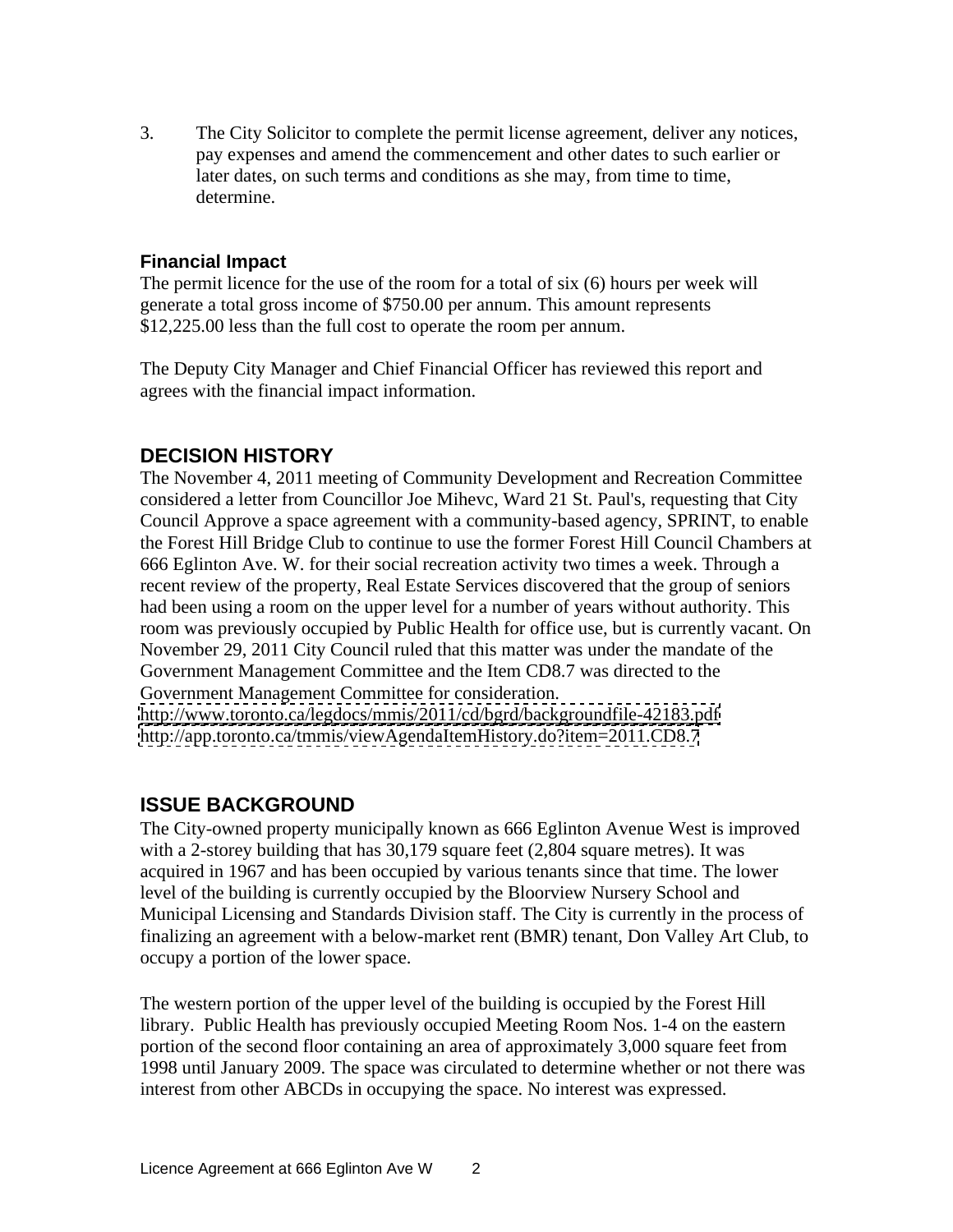3. The City Solicitor to complete the permit license agreement, deliver any notices, pay expenses and amend the commencement and other dates to such earlier or later dates, on such terms and conditions as she may, from time to time, determine.

### Financial Impact

The permit licence for the use of the room for a total of six (6) hours per week will generate a total gross income of $750.00 per annum. This amount represents $12,225.00 less than the full cost to operate the room per annum.

The Deputy City Manager and Chief Financial Officer has reviewed this report and agrees with the financial impact information.

## DECISION HISTORY

The November 4, 2011 meeting of Community Development and Recreation Committee considered a letter from Councillor Joe Mihevc, Ward 21 St. Paul's, requesting that City Council Approve a space agreement with a community-based agency, SPRINT, to enable the Forest Hill Bridge Club to continue to use the former Forest Hill Council Chambers at 666 Eglinton Ave. W. for their social recreation activity two times a week. Through a recent review of the property, Real Estate Services discovered that the group of seniors had been using a room on the upper level for a number of years without authority. This room was previously occupied by Public Health for office use, but is currently vacant. On November 29, 2011 City Council ruled that this matter was under the mandate of the Government Management Committee and the Item CD8.7 was directed to the Government Management Committee for consideration.
http://www.toronto.ca/legdocs/mmis/2011/cd/bgrd/backgroundfile-42183.pdf
http://app.toronto.ca/tmmis/viewAgendaItemHistory.do?item=2011.CD8.7

## ISSUE BACKGROUND

The City-owned property municipally known as 666 Eglinton Avenue West is improved with a 2-storey building that has 30,179 square feet (2,804 square metres). It was acquired in 1967 and has been occupied by various tenants since that time. The lower level of the building is currently occupied by the Bloorview Nursery School and Municipal Licensing and Standards Division staff. The City is currently in the process of finalizing an agreement with a below-market rent (BMR) tenant, Don Valley Art Club, to occupy a portion of the lower space.

The western portion of the upper level of the building is occupied by the Forest Hill library. Public Health has previously occupied Meeting Room Nos. 1-4 on the eastern portion of the second floor containing an area of approximately 3,000 square feet from 1998 until January 2009. The space was circulated to determine whether or not there was interest from other ABCDs in occupying the space. No interest was expressed.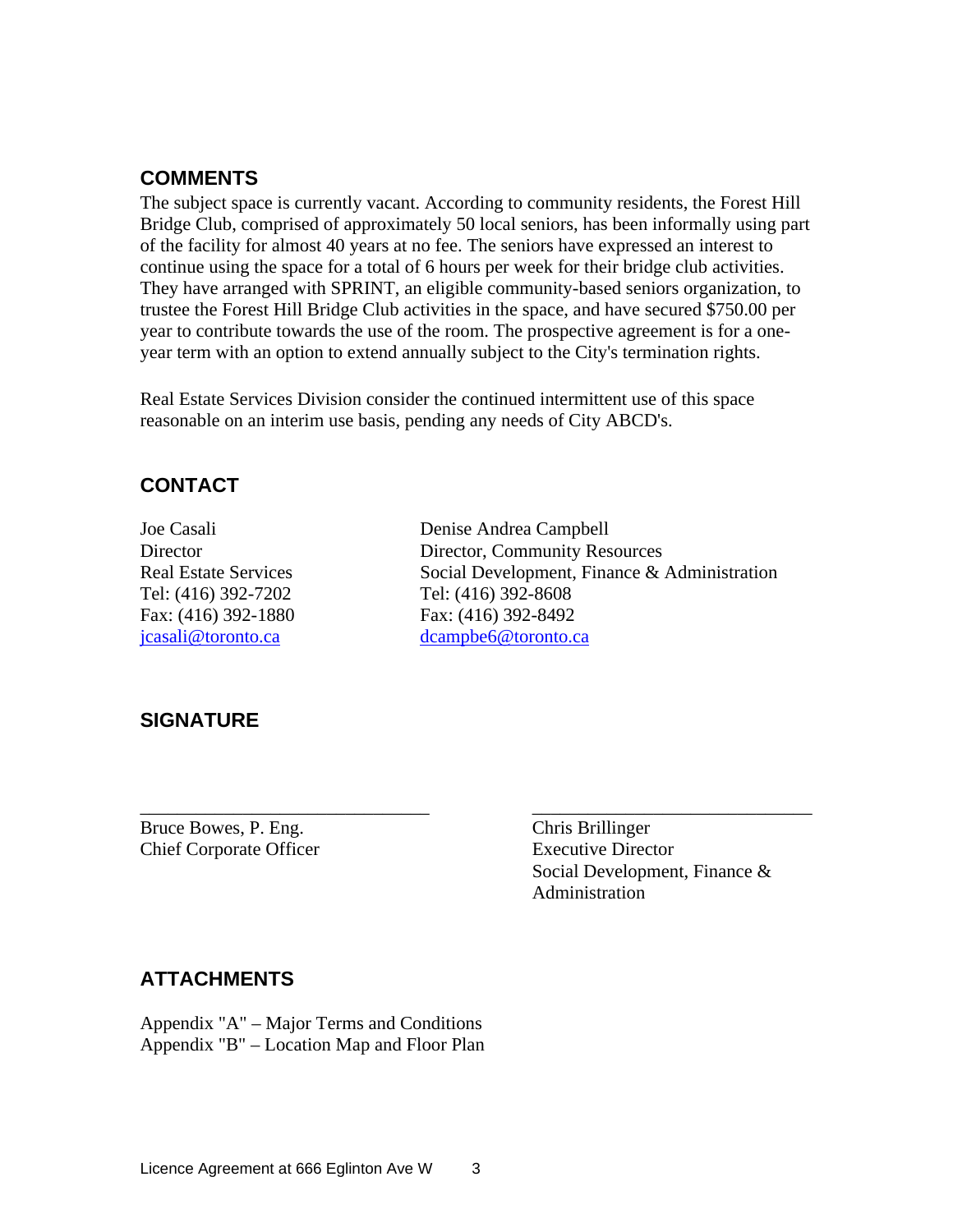## COMMENTS

The subject space is currently vacant. According to community residents, the Forest Hill Bridge Club, comprised of approximately 50 local seniors, has been informally using part of the facility for almost 40 years at no fee. The seniors have expressed an interest to continue using the space for a total of 6 hours per week for their bridge club activities. They have arranged with SPRINT, an eligible community-based seniors organization, to trustee the Forest Hill Bridge Club activities in the space, and have secured $750.00 per year to contribute towards the use of the room. The prospective agreement is for a one-year term with an option to extend annually subject to the City's termination rights.

Real Estate Services Division consider the continued intermittent use of this space reasonable on an interim use basis, pending any needs of City ABCD's.

## CONTACT

Joe Casali
Director
Real Estate Services
Tel: (416) 392-7202
Fax: (416) 392-1880
jcasali@toronto.ca

Denise Andrea Campbell
Director, Community Resources
Social Development, Finance & Administration
Tel: (416) 392-8608
Fax: (416) 392-8492
dcampbe6@toronto.ca

## SIGNATURE

_______________________________

Bruce Bowes, P. Eng.
Chief Corporate Officer

_______________________________

Chris Brillinger
Executive Director
Social Development, Finance & Administration

## ATTACHMENTS

Appendix "A" – Major Terms and Conditions
Appendix "B" – Location Map and Floor Plan